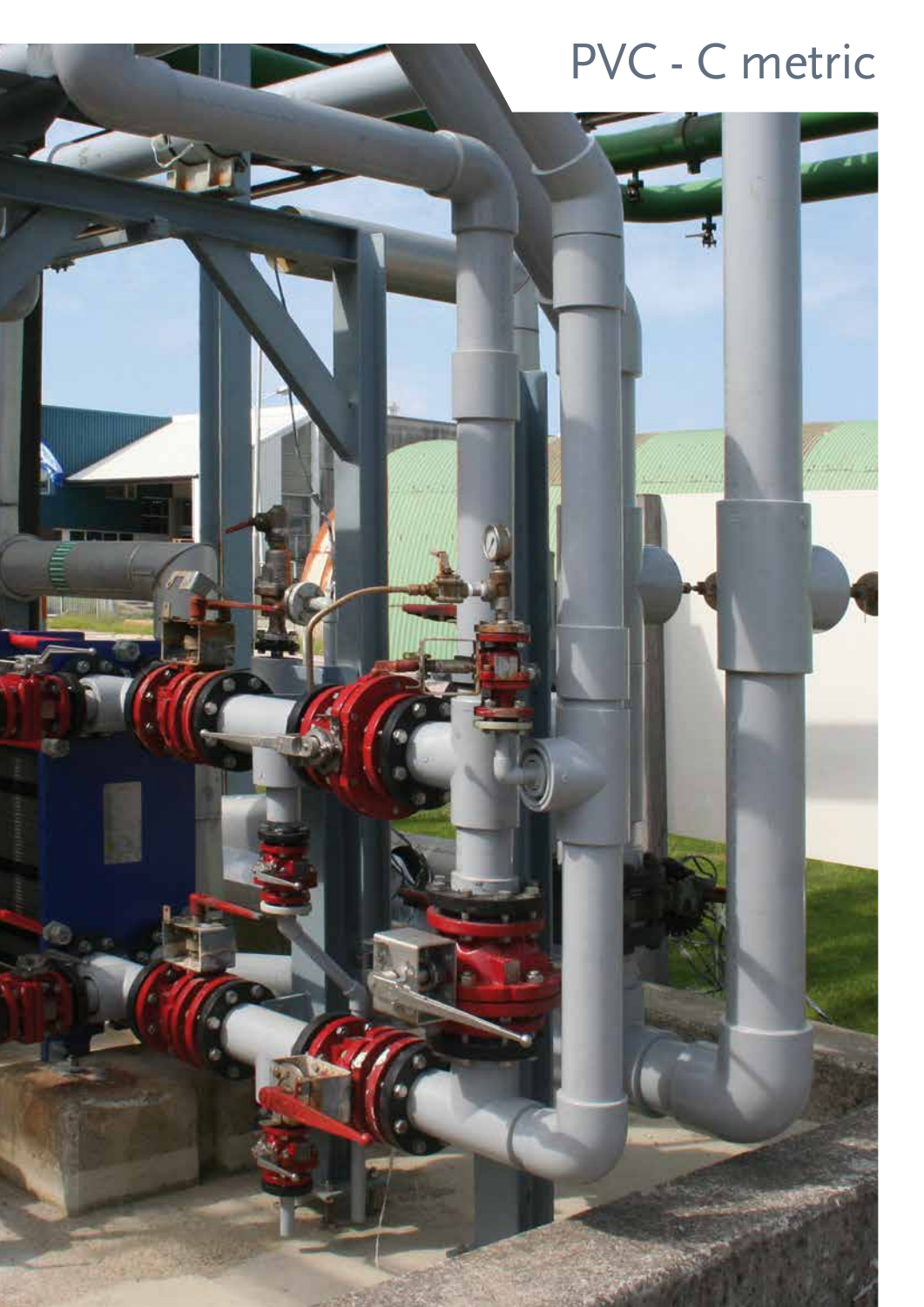# PVC - C metric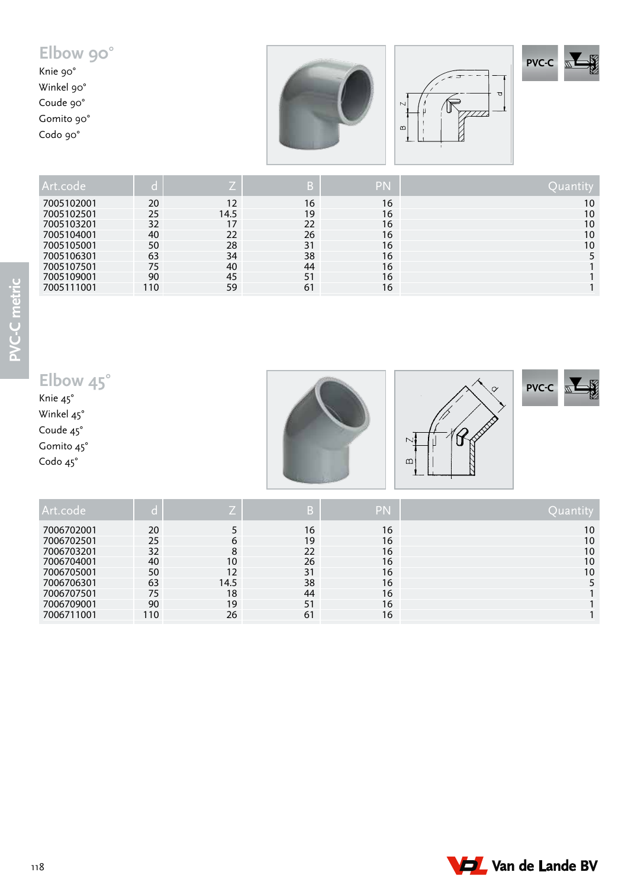## Elbow 90°

Knie 90°
Winkel 90°
Coude 90°
Gomito 90°
Codo 90°

PVC-C

| Art.code | d | Z | B | PN | Quantity |
|---|---|---|---|---|---|
| 7005102001 | 20 | 12 | 16 | 16 | 10 |
| 7005102501 | 25 | 14.5 | 19 | 16 | 10 |
| 7005103201 | 32 | 17 | 22 | 16 | 10 |
| 7005104001 | 40 | 22 | 26 | 16 | 10 |
| 7005105001 | 50 | 28 | 31 | 16 | 10 |
| 7005106301 | 63 | 34 | 38 | 16 | 5 |
| 7005107501 | 75 | 40 | 44 | 16 | 1 |
| 7005109001 | 90 | 45 | 51 | 16 | 1 |
| 7005111001 | 110 | 59 | 61 | 16 | 1 |

## Elbow 45°

Knie 45°
Winkel 45°
Coude 45°
Gomito 45°
Codo 45°

PVC-C

| Art.code | d | Z | B | PN | Quantity |
|---|---|---|---|---|---|
| 7006702001 | 20 | 5 | 16 | 16 | 10 |
| 7006702501 | 25 | 6 | 19 | 16 | 10 |
| 7006703201 | 32 | 8 | 22 | 16 | 10 |
| 7006704001 | 40 | 10 | 26 | 16 | 10 |
| 7006705001 | 50 | 12 | 31 | 16 | 10 |
| 7006706301 | 63 | 14.5 | 38 | 16 | 5 |
| 7006707501 | 75 | 18 | 44 | 16 | 1 |
| 7006709001 | 90 | 19 | 51 | 16 | 1 |
| 7006711001 | 110 | 26 | 61 | 16 | 1 |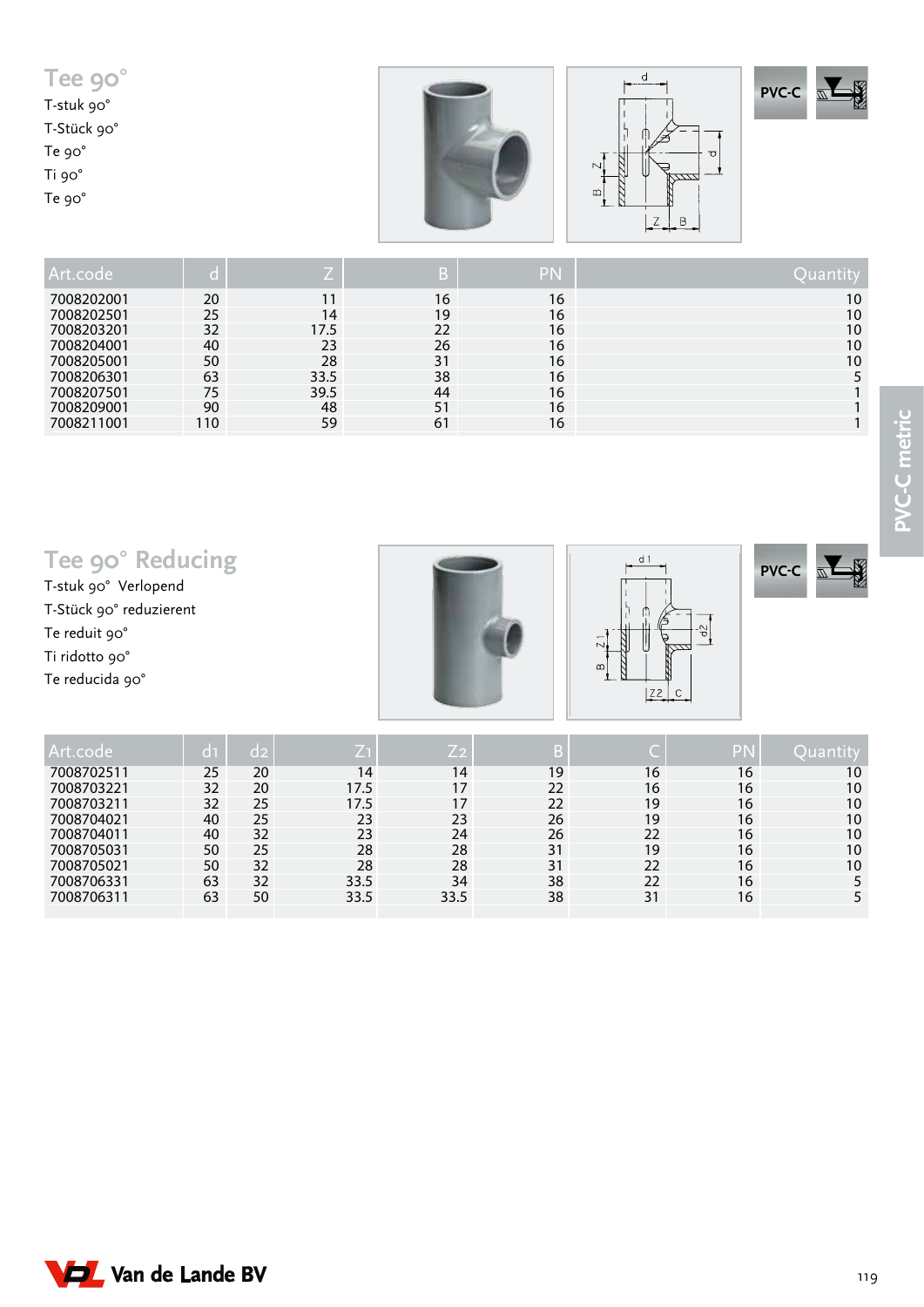## Tee 90°

T-stuk 90°
T-Stück 90°
Te 90°
Ti 90°
Te 90°

PVC-C

| Art.code | d | Z | B | PN | Quantity |
|---|---|---|---|---|---|
| 7008202001 | 20 | 11 | 16 | 16 | 10 |
| 7008202501 | 25 | 14 | 19 | 16 | 10 |
| 7008203201 | 32 | 17.5 | 22 | 16 | 10 |
| 7008204001 | 40 | 23 | 26 | 16 | 10 |
| 7008205001 | 50 | 28 | 31 | 16 | 10 |
| 7008206301 | 63 | 33.5 | 38 | 16 | 5 |
| 7008207501 | 75 | 39.5 | 44 | 16 | 1 |
| 7008209001 | 90 | 48 | 51 | 16 | 1 |
| 7008211001 | 110 | 59 | 61 | 16 | 1 |

## Tee 90° Reducing

T-stuk 90° Verlopend
T-Stück 90° reduzierent
Te reduit 90°
Ti ridotto 90°
Te reducida 90°

PVC-C

| Art.code | d1 | d2 | Z1 | Z2 | B | C | PN | Quantity |
|---|---|---|---|---|---|---|---|---|
| 7008702511 | 25 | 20 | 14 | 14 | 19 | 16 | 16 | 10 |
| 7008703221 | 32 | 20 | 17.5 | 17 | 22 | 16 | 16 | 10 |
| 7008703211 | 32 | 25 | 17.5 | 17 | 22 | 19 | 16 | 10 |
| 7008704021 | 40 | 25 | 23 | 23 | 26 | 19 | 16 | 10 |
| 7008704011 | 40 | 32 | 23 | 24 | 26 | 22 | 16 | 10 |
| 7008705031 | 50 | 25 | 28 | 28 | 31 | 19 | 16 | 10 |
| 7008705021 | 50 | 32 | 28 | 28 | 31 | 22 | 16 | 10 |
| 7008706331 | 63 | 32 | 33.5 | 34 | 38 | 22 | 16 | 5 |
| 7008706311 | 63 | 50 | 33.5 | 33.5 | 38 | 31 | 16 | 5 |

PVC-C metric

Van de Lande BV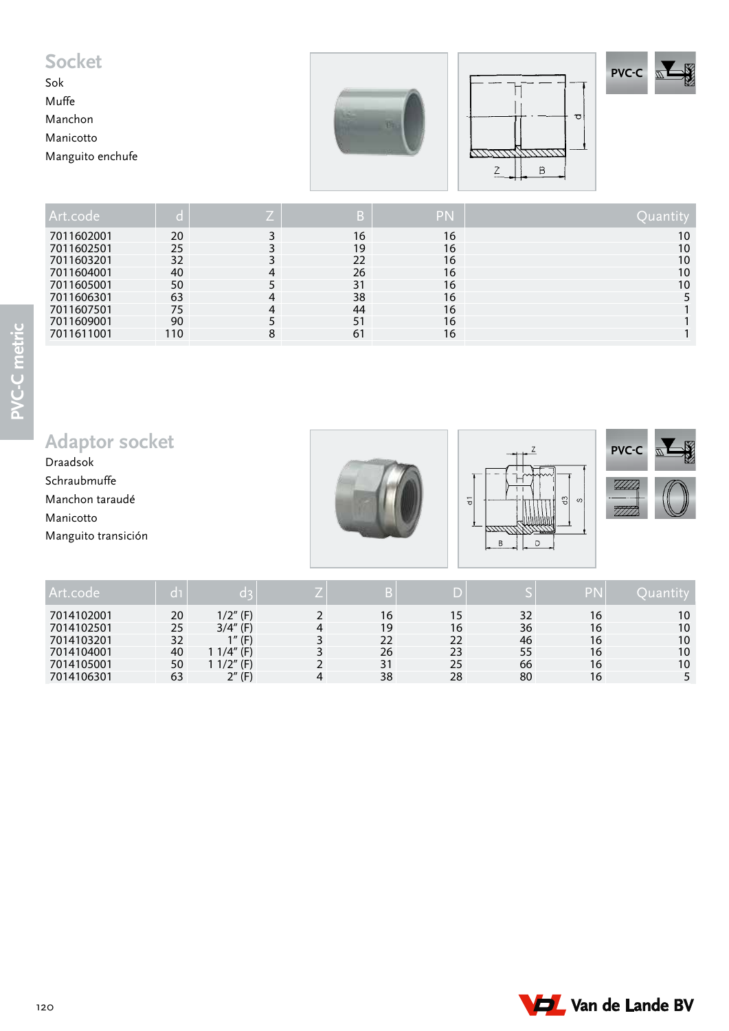## Socket

Sok
Muffe
Manchon
Manicotto
Manguito enchufe

PVC-C

| Art.code | d | Z | B | PN | Quantity |
|---|---|---|---|---|---|
| 7011602001 | 20 | 3 | 16 | 16 | 10 |
| 7011602501 | 25 | 3 | 19 | 16 | 10 |
| 7011603201 | 32 | 3 | 22 | 16 | 10 |
| 7011604001 | 40 | 4 | 26 | 16 | 10 |
| 7011605001 | 50 | 5 | 31 | 16 | 10 |
| 7011606301 | 63 | 4 | 38 | 16 | 5 |
| 7011607501 | 75 | 4 | 44 | 16 | 1 |
| 7011609001 | 90 | 5 | 51 | 16 | 1 |
| 7011611001 | 110 | 8 | 61 | 16 | 1 |

## Adaptor socket

Draadsok
Schraubmuffe
Manchon taraudé
Manicotto
Manguito transición

PVC-C

| Art.code | d1 | d3 | Z | B | D | S | PN | Quantity |
|---|---|---|---|---|---|---|---|---|
| 7014102001 | 20 | 1/2" (F) | 2 | 16 | 15 | 32 | 16 | 10 |
| 7014102501 | 25 | 3/4" (F) | 4 | 19 | 16 | 36 | 16 | 10 |
| 7014103201 | 32 | 1" (F) | 3 | 22 | 22 | 46 | 16 | 10 |
| 7014104001 | 40 | 1 1/4" (F) | 3 | 26 | 23 | 55 | 16 | 10 |
| 7014105001 | 50 | 1 1/2" (F) | 2 | 31 | 25 | 66 | 16 | 10 |
| 7014106301 | 63 | 2" (F) | 4 | 38 | 28 | 80 | 16 | 5 |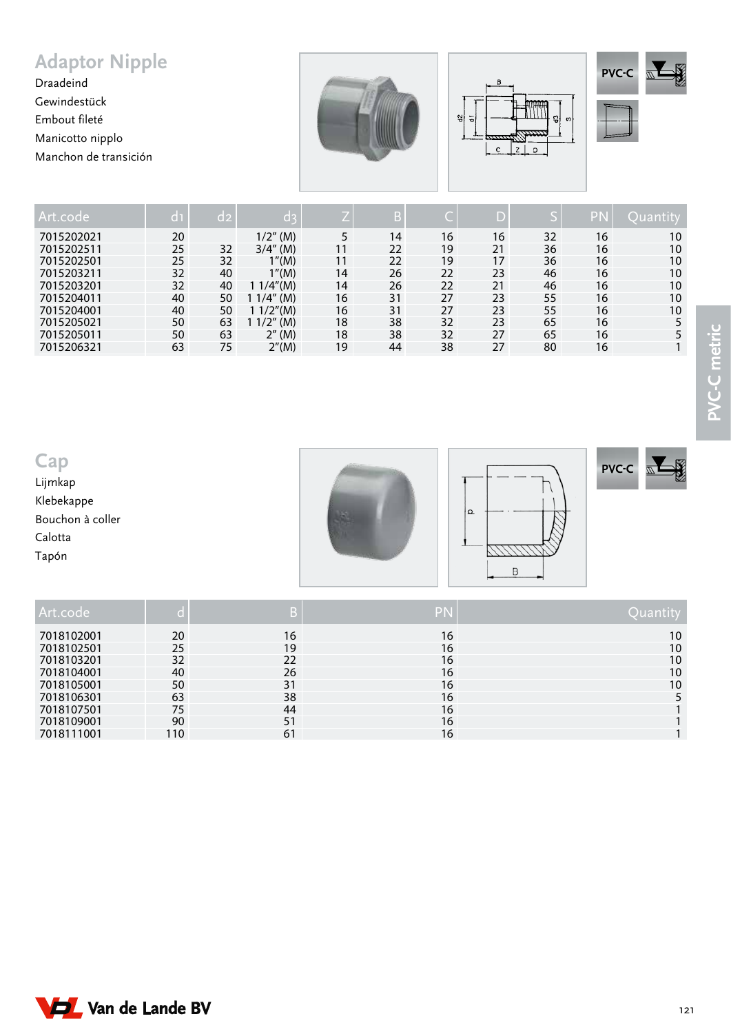## Adaptor Nipple

Draadeind
Gewindestück
Embout fileté
Manicotto nipplo
Manchon de transición

PVC-C

| Art.code | $d_1$ | $d_2$ | $d_3$ | Z | B | C | D | S | PN | Quantity |
|---|---|---|---|---|---|---|---|---|---|---|
| 7015202021 | 20 | | 1/2" (M) | 5 | 14 | 16 | 16 | 32 | 16 | 10 |
| 7015202511 | 25 | 32 | 3/4" (M) | 11 | 22 | 19 | 21 | 36 | 16 | 10 |
| 7015202501 | 25 | 32 | 1"(M) | 11 | 22 | 19 | 17 | 36 | 16 | 10 |
| 7015203211 | 32 | 40 | 1"(M) | 14 | 26 | 22 | 23 | 46 | 16 | 10 |
| 7015203201 | 32 | 40 | 1 1/4"(M) | 14 | 26 | 22 | 21 | 46 | 16 | 10 |
| 7015204011 | 40 | 50 | 1 1/4" (M) | 16 | 31 | 27 | 23 | 55 | 16 | 10 |
| 7015204001 | 40 | 50 | 1 1/2"(M) | 16 | 31 | 27 | 23 | 55 | 16 | 10 |
| 7015205021 | 50 | 63 | 1 1/2" (M) | 18 | 38 | 32 | 23 | 65 | 16 | 5 |
| 7015205011 | 50 | 63 | 2" (M) | 18 | 38 | 32 | 27 | 65 | 16 | 5 |
| 7015206321 | 63 | 75 | 2"(M) | 19 | 44 | 38 | 27 | 80 | 16 | 1 |

## Cap

Lijmkap
Klebekappe
Bouchon à coller
Calotta
Tapón

PVC-C

| Art.code | d | B | PN | Quantity |
|---|---|---|---|---|
| 7018102001 | 20 | 16 | 16 | 10 |
| 7018102501 | 25 | 19 | 16 | 10 |
| 7018103201 | 32 | 22 | 16 | 10 |
| 7018104001 | 40 | 26 | 16 | 10 |
| 7018105001 | 50 | 31 | 16 | 10 |
| 7018106301 | 63 | 38 | 16 | 5 |
| 7018107501 | 75 | 44 | 16 | 1 |
| 7018109001 | 90 | 51 | 16 | 1 |
| 7018111001 | 110 | 61 | 16 | 1 |

PVC-C metric

Van de Lande BV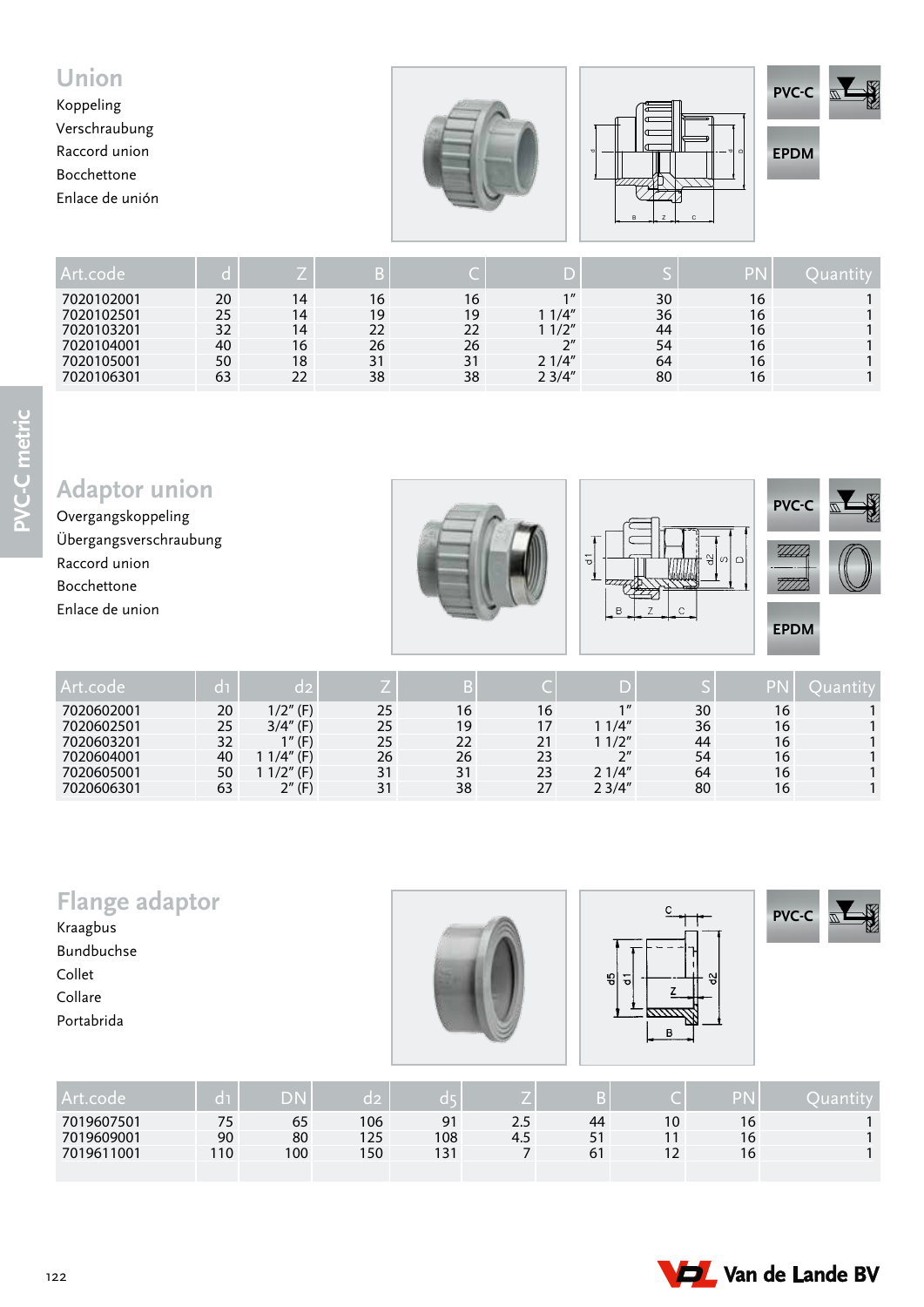## Union

Koppeling
Verschraubung
Raccord union
Bocchettone
Enlace de unión

PVC-C
EPDM

| Art.code | d | Z | B | C | D | S | PN | Quantity |
|---|---|---|---|---|---|---|---|---|
| 7020102001 | 20 | 14 | 16 | 16 | 1″ | 30 | 16 | 1 |
| 7020102501 | 25 | 14 | 19 | 19 | 1 1/4″ | 36 | 16 | 1 |
| 7020103201 | 32 | 14 | 22 | 22 | 1 1/2″ | 44 | 16 | 1 |
| 7020104001 | 40 | 16 | 26 | 26 | 2″ | 54 | 16 | 1 |
| 7020105001 | 50 | 18 | 31 | 31 | 2 1/4″ | 64 | 16 | 1 |
| 7020106301 | 63 | 22 | 38 | 38 | 2 3/4″ | 80 | 16 | 1 |

## Adaptor union

Overgangskoppeling
Übergangsverschraubung
Raccord union
Bocchettone
Enlace de union

PVC-C
EPDM

| Art.code | d1 | d2 | Z | B | C | D | S | PN | Quantity |
|---|---|---|---|---|---|---|---|---|---|
| 7020602001 | 20 | 1/2″ (F) | 25 | 16 | 16 | 1″ | 30 | 16 | 1 |
| 7020602501 | 25 | 3/4″ (F) | 25 | 19 | 17 | 1 1/4″ | 36 | 16 | 1 |
| 7020603201 | 32 | 1″ (F) | 25 | 22 | 21 | 1 1/2″ | 44 | 16 | 1 |
| 7020604001 | 40 | 1 1/4″ (F) | 26 | 26 | 23 | 2″ | 54 | 16 | 1 |
| 7020605001 | 50 | 1 1/2″ (F) | 31 | 31 | 23 | 2 1/4″ | 64 | 16 | 1 |
| 7020606301 | 63 | 2″ (F) | 31 | 38 | 27 | 2 3/4″ | 80 | 16 | 1 |

## Flange adaptor

Kraagbus
Bundbuchse
Collet
Collare
Portabrida

PVC-C

| Art.code | d1 | DN | d2 | d5 | Z | B | C | PN | Quantity |
|---|---|---|---|---|---|---|---|---|---|
| 7019607501 | 75 | 65 | 106 | 91 | 2.5 | 44 | 10 | 16 | 1 |
| 7019609001 | 90 | 80 | 125 | 108 | 4.5 | 51 | 11 | 16 | 1 |
| 7019611001 | 110 | 100 | 150 | 131 | 7 | 61 | 12 | 16 | 1 |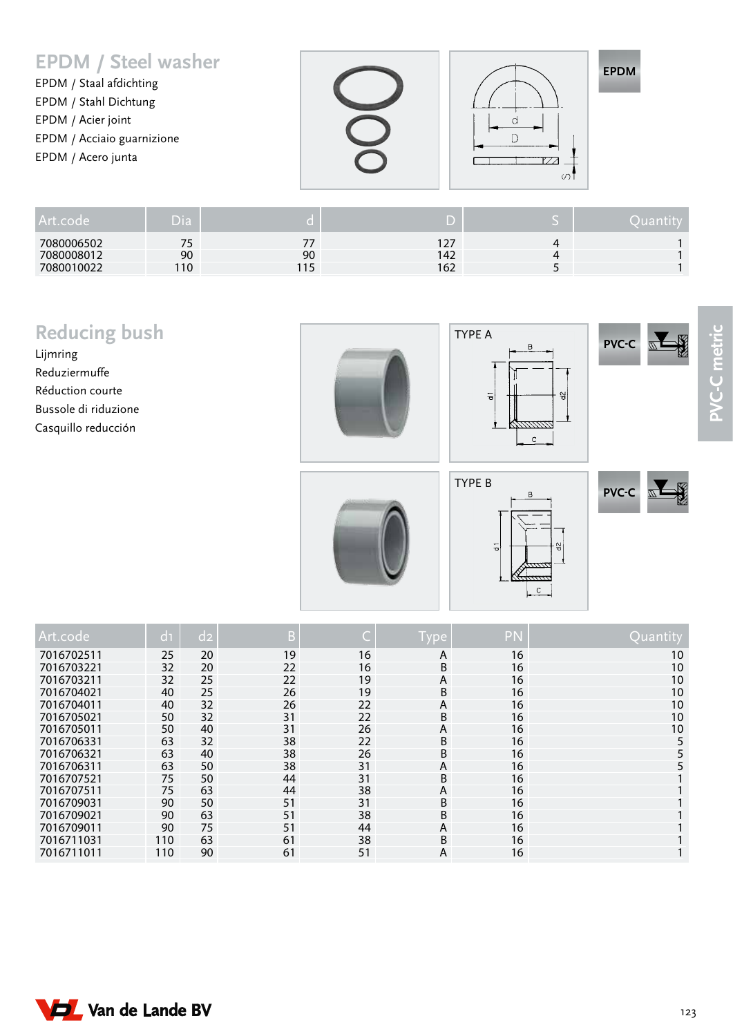## EPDM / Steel washer

EPDM / Staal afdichting
EPDM / Stahl Dichtung
EPDM / Acier joint
EPDM / Acciaio guarnizione
EPDM / Acero junta

EPDM

| Art.code | Dia | d | D | S | Quantity |
|---|---|---|---|---|---|
| 7080006502 | 75 | 77 | 127 | 4 | 1 |
| 7080008012 | 90 | 90 | 142 | 4 | 1 |
| 7080010022 | 110 | 115 | 162 | 5 | 1 |

## Reducing bush

Lijmring
Reduziermuffe
Réduction courte
Bussole di riduzione
Casquillo reducción

TYPE A

PVC-C

TYPE B

PVC-C

| Art.code | d1 | d2 | B | C | Type | PN | Quantity |
|---|---|---|---|---|---|---|---|
| 7016702511 | 25 | 20 | 19 | 16 | A | 16 | 10 |
| 7016703221 | 32 | 20 | 22 | 16 | B | 16 | 10 |
| 7016703211 | 32 | 25 | 22 | 19 | A | 16 | 10 |
| 7016704021 | 40 | 25 | 26 | 19 | B | 16 | 10 |
| 7016704011 | 40 | 32 | 26 | 22 | A | 16 | 10 |
| 7016705021 | 50 | 32 | 31 | 22 | B | 16 | 10 |
| 7016705011 | 50 | 40 | 31 | 26 | A | 16 | 10 |
| 7016706331 | 63 | 32 | 38 | 22 | B | 16 | 5 |
| 7016706321 | 63 | 40 | 38 | 26 | B | 16 | 5 |
| 7016706311 | 63 | 50 | 38 | 31 | A | 16 | 5 |
| 7016707521 | 75 | 50 | 44 | 31 | B | 16 | 1 |
| 7016707511 | 75 | 63 | 44 | 38 | A | 16 | 1 |
| 7016709031 | 90 | 50 | 51 | 31 | B | 16 | 1 |
| 7016709021 | 90 | 63 | 51 | 38 | B | 16 | 1 |
| 7016709011 | 90 | 75 | 51 | 44 | A | 16 | 1 |
| 7016711031 | 110 | 63 | 61 | 38 | B | 16 | 1 |
| 7016711011 | 110 | 90 | 61 | 51 | A | 16 | 1 |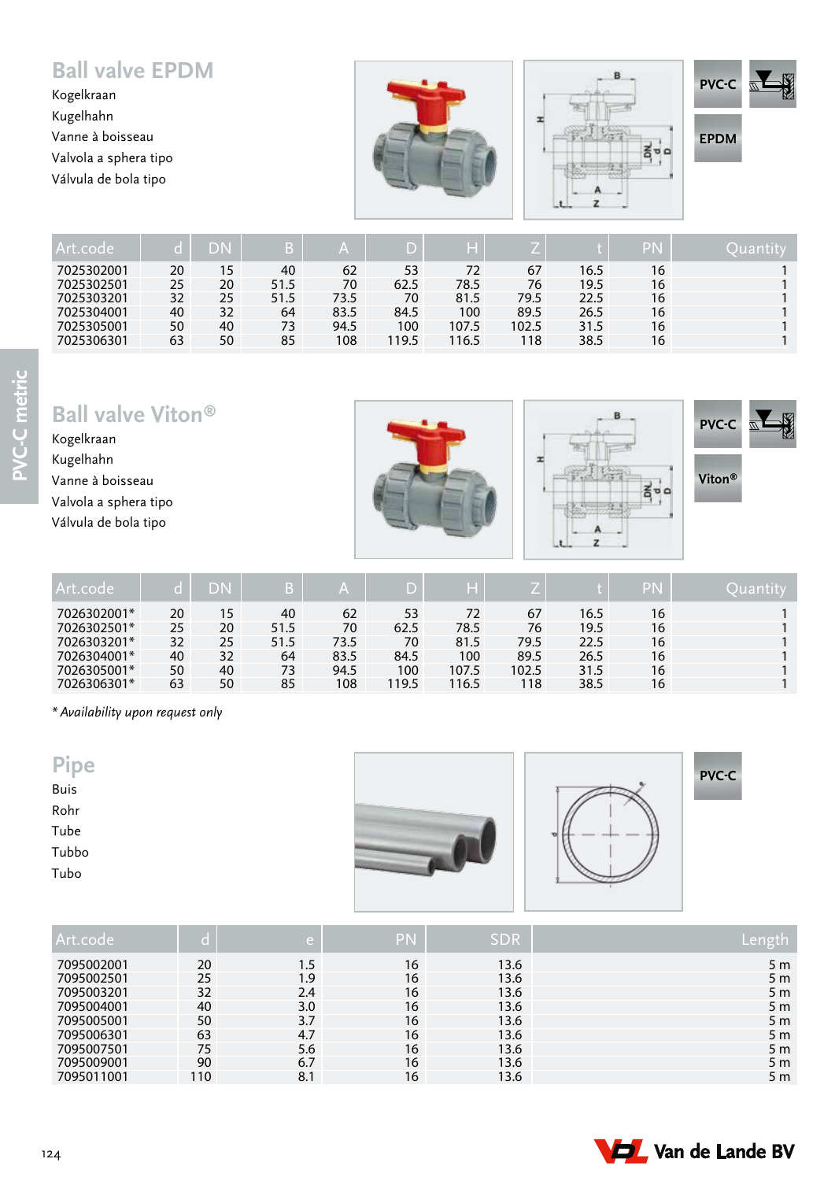## Ball valve EPDM

Kogelkraan
Kugelhahn
Vanne à boisseau
Valvola a sphera tipo
Válvula de bola tipo

PVC-C
EPDM

| Art.code | d | DN | B | A | D | H | Z | t | PN | Quantity |
|---|---|---|---|---|---|---|---|---|---|---|
| 7025302001 | 20 | 15 | 40 | 62 | 53 | 72 | 67 | 16.5 | 16 | 1 |
| 7025302501 | 25 | 20 | 51.5 | 70 | 62.5 | 78.5 | 76 | 19.5 | 16 | 1 |
| 7025303201 | 32 | 25 | 51.5 | 73.5 | 70 | 81.5 | 79.5 | 22.5 | 16 | 1 |
| 7025304001 | 40 | 32 | 64 | 83.5 | 84.5 | 100 | 89.5 | 26.5 | 16 | 1 |
| 7025305001 | 50 | 40 | 73 | 94.5 | 100 | 107.5 | 102.5 | 31.5 | 16 | 1 |
| 7025306301 | 63 | 50 | 85 | 108 | 119.5 | 116.5 | 118 | 38.5 | 16 | 1 |

## Ball valve Viton®

Kogelkraan
Kugelhahn
Vanne à boisseau
Valvola a sphera tipo
Válvula de bola tipo

PVC-C
Viton®

| Art.code | d | DN | B | A | D | H | Z | t | PN | Quantity |
|---|---|---|---|---|---|---|---|---|---|---|
| 7026302001* | 20 | 15 | 40 | 62 | 53 | 72 | 67 | 16.5 | 16 | 1 |
| 7026302501* | 25 | 20 | 51.5 | 70 | 62.5 | 78.5 | 76 | 19.5 | 16 | 1 |
| 7026303201* | 32 | 25 | 51.5 | 73.5 | 70 | 81.5 | 79.5 | 22.5 | 16 | 1 |
| 7026304001* | 40 | 32 | 64 | 83.5 | 84.5 | 100 | 89.5 | 26.5 | 16 | 1 |
| 7026305001* | 50 | 40 | 73 | 94.5 | 100 | 107.5 | 102.5 | 31.5 | 16 | 1 |
| 7026306301* | 63 | 50 | 85 | 108 | 119.5 | 116.5 | 118 | 38.5 | 16 | 1 |

*\* Availability upon request only*

## Pipe

Buis
Rohr
Tube
Tubbo
Tubo

PVC-C

| Art.code | d | e | PN | SDR | Length |
|---|---|---|---|---|---|
| 7095002001 | 20 | 1.5 | 16 | 13.6 | 5 m |
| 7095002501 | 25 | 1.9 | 16 | 13.6 | 5 m |
| 7095003201 | 32 | 2.4 | 16 | 13.6 | 5 m |
| 7095004001 | 40 | 3.0 | 16 | 13.6 | 5 m |
| 7095005001 | 50 | 3.7 | 16 | 13.6 | 5 m |
| 7095006301 | 63 | 4.7 | 16 | 13.6 | 5 m |
| 7095007501 | 75 | 5.6 | 16 | 13.6 | 5 m |
| 7095009001 | 90 | 6.7 | 16 | 13.6 | 5 m |
| 7095011001 | 110 | 8.1 | 16 | 13.6 | 5 m |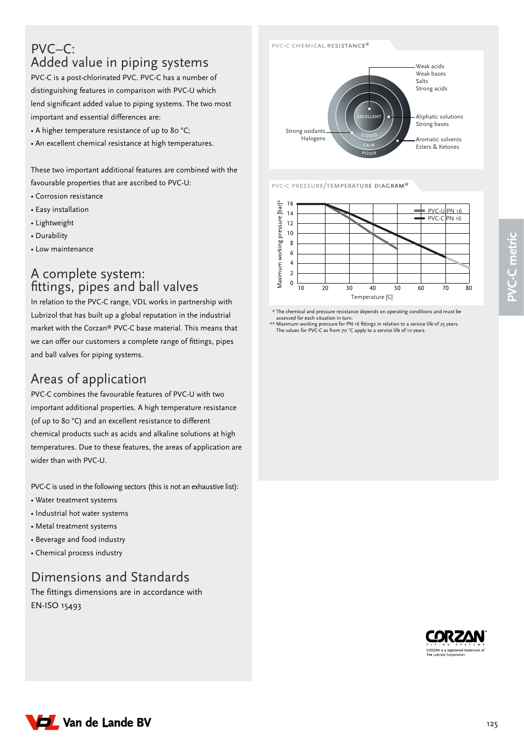# PVC–C:
# Added value in piping systems

PVC-C is a post-chlorinated PVC. PVC-C has a number of distinguishing features in comparison with PVC-U which lend significant added value to piping systems. The two most important and essential differences are:

- A higher temperature resistance of up to 80 °C;
- An excellent chemical resistance at high temperatures.

These two important additional features are combined with the favourable properties that are ascribed to PVC-U:

- Corrosion resistance
- Easy installation
- Lightweight
- Durability
- Low maintenance

## A complete system: fittings, pipes and ball valves

In relation to the PVC-C range, VDL works in partnership with Lubrizol that has built up a global reputation in the industrial market with the Corzan® PVC-C base material. This means that we can offer our customers a complete range of fittings, pipes and ball valves for piping systems.

## Areas of application

PVC-C combines the favourable features of PVC-U with two important additional properties. A high temperature resistance (of up to 80 °C) and an excellent resistance to different chemical products such as acids and alkaline solutions at high temperatures. Due to these features, the areas of application are wider than with PVC-U.

PVC-C is used in the following sectors (this is not an exhaustive list):

- Water treatment systems
- Industrial hot water systems
- Metal treatment systems
- Beverage and food industry
- Chemical process industry

## Dimensions and Standards

The fittings dimensions are in accordance with EN-ISO 15493

PVC-C CHEMICAL RESISTANCE*

- EXCELLENT: Weak acids, Weak bases, Salts, Strong acids
- GOOD: Aliphatic solutions, Strong bases
- FAIR: Aromatic solvents, Esters & Ketones
- POOR: Strong oxidants, Halogens

PVC-C PRESSURE/TEMPERATURE DIAGRAM**

Maximum working pressure [bar]** vs. Temperature [C] — PVC-U PN 16, PVC-C PN 16

\* The chemical and pressure resistance depends on operating conditions and must be assessed for each situation in turn.
\*\* Maximum working pressure for PN 16 fittings in relation to a service life of 25 years. The values for PVC-C as from 70 °C apply to a service life of 10 years.

PVC-C metric

CORZAN PIPING SYSTEMS
CORZAN is a registered trademark of The Lubrizol Corporation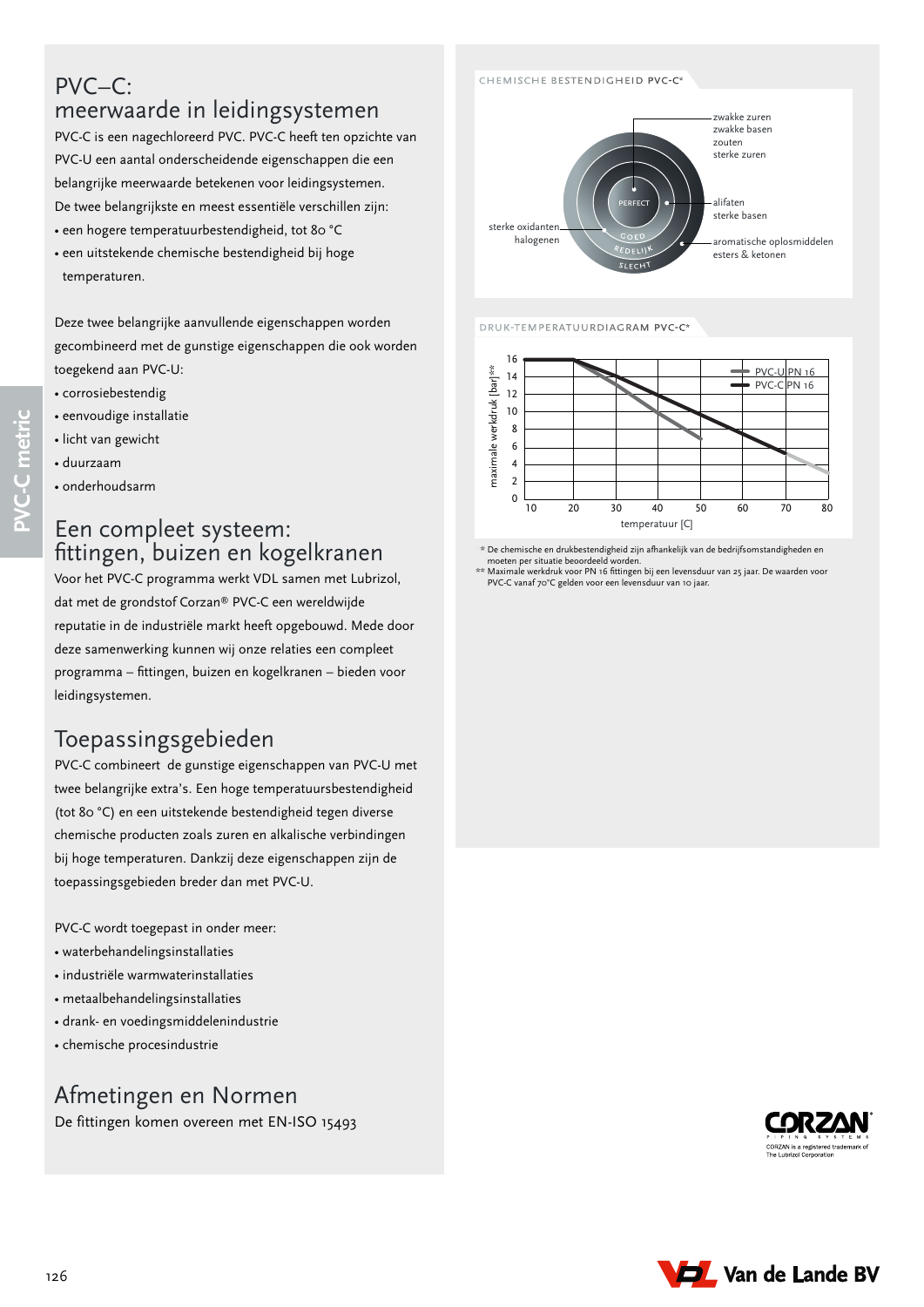# PVC–C: meerwaarde in leidingsystemen

PVC-C is een nagechloreerd PVC. PVC-C heeft ten opzichte van PVC-U een aantal onderscheidende eigenschappen die een belangrijke meerwaarde betekenen voor leidingsystemen. De twee belangrijkste en meest essentiële verschillen zijn:

- een hogere temperatuurbestendigheid, tot 80 °C
- een uitstekende chemische bestendigheid bij hoge temperaturen.

Deze twee belangrijke aanvullende eigenschappen worden gecombineerd met de gunstige eigenschappen die ook worden toegekend aan PVC-U:

- corrosiebestendig
- eenvoudige installatie
- licht van gewicht
- duurzaam
- onderhoudsarm

## Een compleet systeem: fittingen, buizen en kogelkranen

Voor het PVC-C programma werkt VDL samen met Lubrizol, dat met de grondstof Corzan® PVC-C een wereldwijde reputatie in de industriële markt heeft opgebouwd. Mede door deze samenwerking kunnen wij onze relaties een compleet programma – fittingen, buizen en kogelkranen – bieden voor leidingsystemen.

## Toepassingsgebieden

PVC-C combineert de gunstige eigenschappen van PVC-U met twee belangrijke extra's. Een hoge temperatuursbestendigheid (tot 80 °C) en een uitstekende bestendigheid tegen diverse chemische producten zoals zuren en alkalische verbindingen bij hoge temperaturen. Dankzij deze eigenschappen zijn de toepassingsgebieden breder dan met PVC-U.

PVC-C wordt toegepast in onder meer:

- waterbehandelingsinstallaties
- industriële warmwaterinstallaties
- metaalbehandelingsinstallaties
- drank- en voedingsmiddelenindustrie
- chemische procesindustrie

## Afmetingen en Normen

De fittingen komen overeen met EN-ISO 15493

CHEMISCHE BESTENDIGHEID PVC-C*

- PERFECT: zwakke zuren, zwakke basen, zouten, sterke zuren
- GOED: alifaten, sterke basen
- REDELIJK: aromatische oplosmiddelen, esters & ketonen
- SLECHT: sterke oxidanten, halogenen

DRUK-TEMPERATUURDIAGRAM PVC-C*

(maximale werkdruk [bar]** vs. temperatuur [C]; PVC-U PN 16, PVC-C PN 16)

\* De chemische en drukbestendigheid zijn afhankelijk van de bedrijfsomstandigheden en moeten per situatie beoordeeld worden.
\** Maximale werkdruk voor PN 16 fittingen bij een levensduur van 25 jaar. De waarden voor PVC-C vanaf 70°C gelden voor een levensduur van 10 jaar.

CORZAN PIPING SYSTEMS – CORZAN is a registered trademark of The Lubrizol Corporation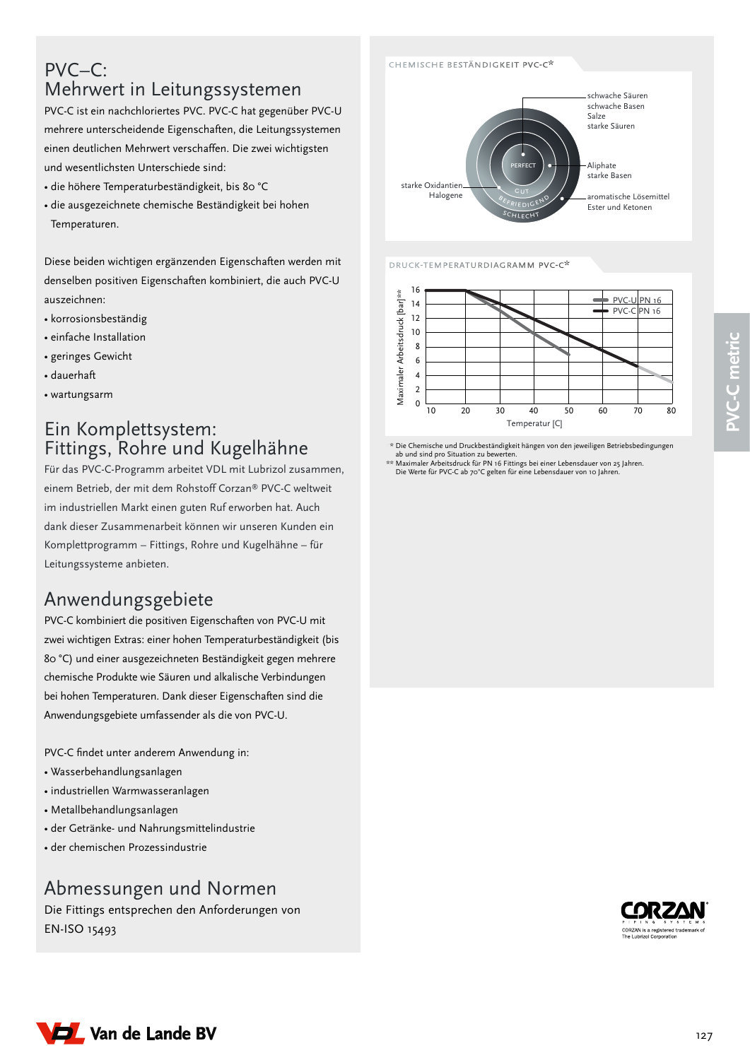# PVC–C: Mehrwert in Leitungssystemen

PVC-C ist ein nachchloriertes PVC. PVC-C hat gegenüber PVC-U mehrere unterscheidende Eigenschaften, die Leitungssystemen einen deutlichen Mehrwert verschaffen. Die zwei wichtigsten und wesentlichsten Unterschiede sind:

- die höhere Temperaturbeständigkeit, bis 80 °C
- die ausgezeichnete chemische Beständigkeit bei hohen Temperaturen.

Diese beiden wichtigen ergänzenden Eigenschaften werden mit denselben positiven Eigenschaften kombiniert, die auch PVC-U auszeichnen:

- korrosionsbeständig
- einfache Installation
- geringes Gewicht
- dauerhaft
- wartungsarm

## Ein Komplettsystem: Fittings, Rohre und Kugelhähne

Für das PVC-C-Programm arbeitet VDL mit Lubrizol zusammen, einem Betrieb, der mit dem Rohstoff Corzan® PVC-C weltweit im industriellen Markt einen guten Ruf erworben hat. Auch dank dieser Zusammenarbeit können wir unseren Kunden ein Komplettprogramm – Fittings, Rohre und Kugelhähne – für Leitungssysteme anbieten.

## Anwendungsgebiete

PVC-C kombiniert die positiven Eigenschaften von PVC-U mit zwei wichtigen Extras: einer hohen Temperaturbeständigkeit (bis 80 °C) und einer ausgezeichneten Beständigkeit gegen mehrere chemische Produkte wie Säuren und alkalische Verbindungen bei hohen Temperaturen. Dank dieser Eigenschaften sind die Anwendungsgebiete umfassender als die von PVC-U.

PVC-C findet unter anderem Anwendung in:

- Wasserbehandlungsanlagen
- industriellen Warmwasseranlagen
- Metallbehandlungsanlagen
- der Getränke- und Nahrungsmittelindustrie
- der chemischen Prozessindustrie

## Abmessungen und Normen

Die Fittings entsprechen den Anforderungen von EN-ISO 15493

### CHEMISCHE BESTÄNDIGKEIT PVC-C*

PERFECT: schwache Säuren, schwache Basen, Salze, starke Säuren

GUT: Aliphate, starke Basen

BEFRIEDIGEND: aromatische Lösemittel, Ester und Ketonen

SCHLECHT: starke Oxidantien, Halogene

### DRUCK-TEMPERATURDIAGRAMM PVC-C*

Maximaler Arbeitsdruck [bar]** gegen Temperatur [C] (10–80); Linien: PVC-U PN 16, PVC-C PN 16

\* Die Chemische und Druckbeständigkeit hängen von den jeweiligen Betriebsbedingungen ab und sind pro Situation zu bewerten.

\*\* Maximaler Arbeitsdruck für PN 16 Fittings bei einer Lebensdauer von 25 Jahren. Die Werte für PVC-C ab 70°C gelten für eine Lebensdauer von 10 Jahren.

CORZAN PIPING SYSTEMS – CORZAN is a registered trademark of The Lubrizol Corporation